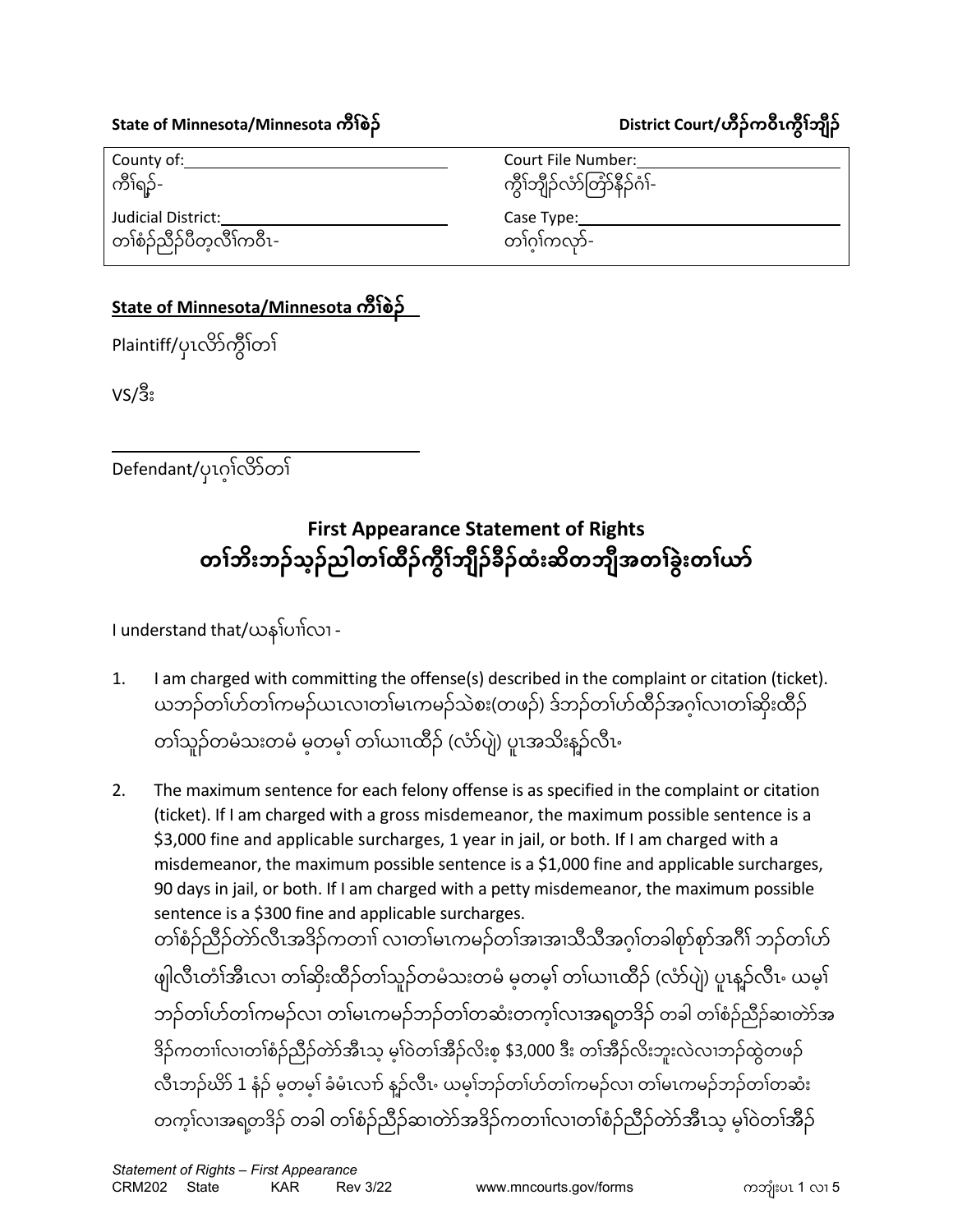**State of Minnesota/Minnesota ကီၢ်စဲၣ်** **District Court/ဟီၣ်ကဝီၤကွိၢ်ဘျိၣ်**

| County of: ကီၢ်ရၣ်- | Court File Number: ကွိၢ်ဘျိၣ်လံာ်တြံာ်နီၣ်ဂံၢ်- |
|---|---|
| Judicial District: တၢ်စံၣ်ညီၣ်ပီတ့လီၢ်ကဝီၤ- | Case Type: တၢ်ဂ့ၢ်ကလှာ်- |

**State of Minnesota/Minnesota ကီၢ်စဲၣ်**

Plaintiff/ပှၤလိာ်ကွိၢ်တၢ်

VS/ဒီး

Defendant/ပှၤဂ့ၢ်လိာ်တၢ်

# First Appearance Statement of Rights
# တၢ်ဘိးဘၣ်သ့ၣ်ညါတၢ်ထိၣ်ကွိၢ်ဘျိၣ်ခီၣ်ထံးဆိတဘျီအတၢ်ခွဲးတၢ်ယာ်

I understand that/ယနၢ်ပၢၢ်လၢ -

1. I am charged with committing the offense(s) described in the complaint or citation (ticket).
ယဘၣ်တၢ်ဟ်တၢ်ကမၣ်ယၤလၢတၢ်မၤကမၣ်သဲစး(တဖၣ်) ဒ်ဘၣ်တၢ်ဟ်ထီၣ်အဂ့ၢ်လၢတၢ်ဆိုးထီၣ်တၢ်သူၣ်တမံသးတမံ မ့တမ့ၢ် တၢ်ယၢၤထီၣ် (လံာ်ပျဲ) ပူၤအသိးန့ၣ်လီၤ.

2. The maximum sentence for each felony offense is as specified in the complaint or citation (ticket). If I am charged with a gross misdemeanor, the maximum possible sentence is a $3,000 fine and applicable surcharges, 1 year in jail, or both. If I am charged with a misdemeanor, the maximum possible sentence is a $1,000 fine and applicable surcharges, 90 days in jail, or both. If I am charged with a petty misdemeanor, the maximum possible sentence is a $300 fine and applicable surcharges.
တၢ်စံၣ်ညီၣ်တဲာ်လီၤအဒိၣ်ကတၢၢ် လၢတၢ်မၤကမၣ်တၢ်အၢအၢသီသီအဂ့ၢ်တခါစုာ်စုာ်အဂီၢ် ဘၣ်တၢ်ဟ်ဖျါလီၤတံၢ်အီၤလၢ တၢ်ဆိုးထီၣ်တၢ်သူၣ်တမံသးတမံ မ့တမ့ၢ် တၢ်ယၢၤထီၣ် (လံာ်ပျဲ) ပူၤန့ၣ်လီၤ. ယမ့ၢ်ဘၣ်တၢ်ဟ်တၢ်ကမၣ်လၢ တၢ်မၤကမၣ်ဘၣ်တၢ်တဆံးတက့ၢ်လၢအရ့တဒိၣ် တခါ တၢ်စံၣ်ညီၣ်ဆၢတဲာ်အဒိၣ်ကတၢၢ်လၢတၢ်စံၣ်ညီၣ်တဲာ်အီၤသ့ မ့ၢ်ဝဲတၢ်အီၣ်လိးစ့ $3,000 ဒီး တၢ်အီၣ်လိးဘူးလဲလၢဘၣ်ထွဲတဖၣ်လီၤဘၣ်ဃိာ် 1 နံၣ် မ့တမ့ၢ် ခံမံၤလၢာ် နၣ်လီၤ. ယမ့ၢ်ဘၣ်တၢ်ဟ်တၢ်ကမၣ်လၢ တၢ်မၤကမၣ်ဘၣ်တၢ်တဆံးတက့ၢ်လၢအရ့တဒိၣ် တခါ တၢ်စံၣ်ညီၣ်ဆၢတဲာ်အဒိၣ်ကတၢၢ်လၢတၢ်စံၣ်ညီၣ်တဲာ်အီၤသ့ မ့ၢ်ဝဲတၢ်အီၣ်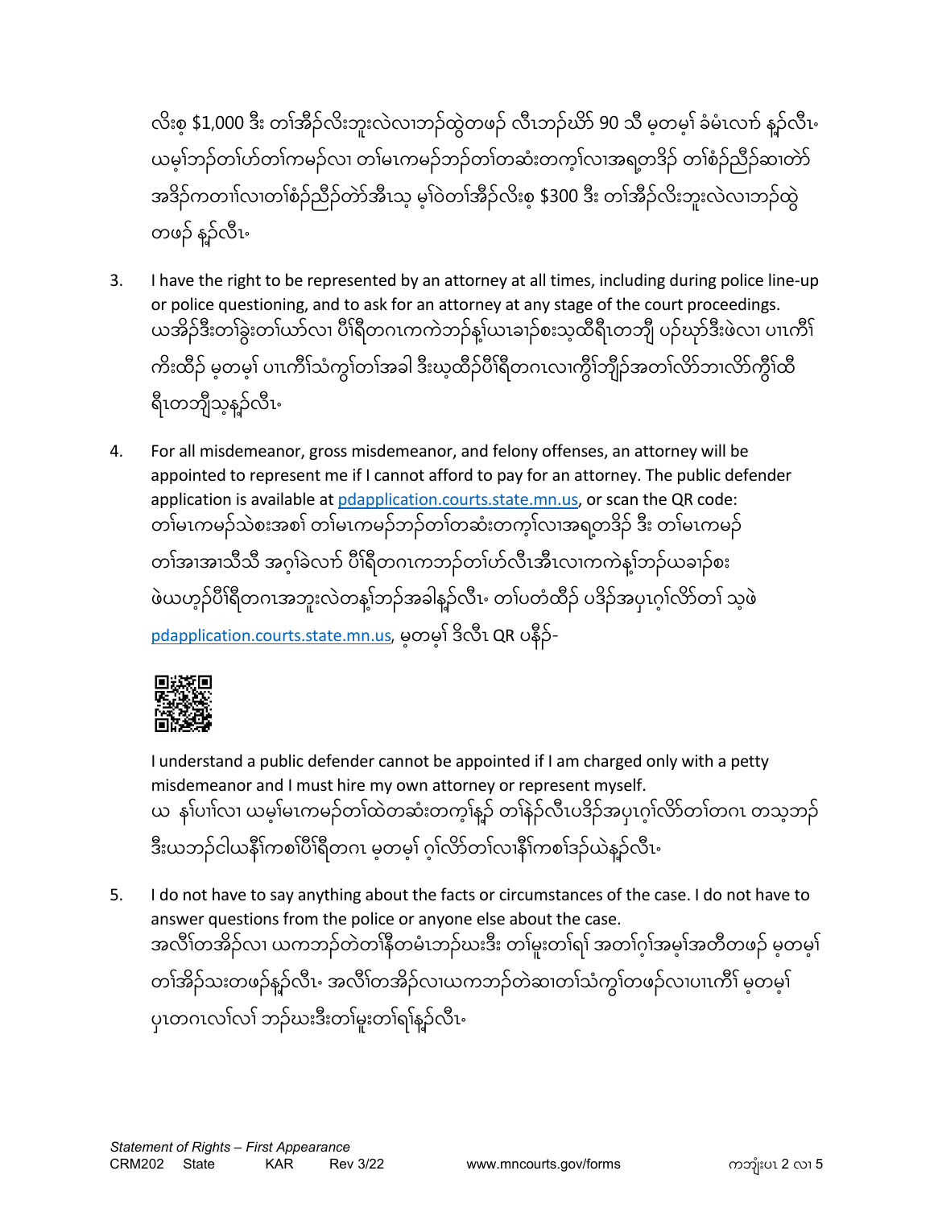လိးစ့ $1,000 ဒီး တၢ်အီၣ်လိးဘူးလဲလၢဘၣ်ထွဲတဖၣ် လီၤဘၣ်ဃိာ် 90 သီ မ့တမ့ၢ် ခံမံၤလာ် နၣ်လီၤ. ယမ့ၢ်ဘၣ်တၢ်ဟ်တၢ်ကမၣ်လၢ တၢ်မၤကမၣ်ဘၣ်တၢ်တဆံးတကၠၢ်လၢအရူတဒိၣ် တၢ်စံၣ်ညီၣ်ဆၢတဲာ် အဒိၣ်ကတၢၢ်လၢတၢ်စံၣ်ညီၣ်တဲာ်အီၤသ့ မ့ၢ်ဝဲတၢ်အီၣ်လိးစ့ $300 ဒီး တၢ်အီၣ်လိးဘူးလဲလၢဘၣ်ထွဲ တဖၣ် နၣ်လီၤ.

3. I have the right to be represented by an attorney at all times, including during police line-up or police questioning, and to ask for an attorney at any stage of the court proceedings.
   ယအိၣ်ဒီးတၢ်ခွဲးတၢ်ယာ်လၢ ပီၢ်ရီတဂၤကကဲဘၣ်နဲ့ယၤခၢၣ်စးသ့ထီရီၤတဘျီ ပၣ်ဃုာ်ဒီးဖဲလၢ ပၢၤကိၢ် ကိးထိၣ် မ့တမ့ၢ် ပၢၤကိၢ်သံကွၢ်တၢ်အခါ ဒီးယ့ထိၣ်ပီၢ်ရီတဂၤလၢကွိၢ်ဘျိၣ်အတၢ်လိာ်ဘၢလိာ်ကွိၢ်ထီ ရီၤတဘျီသ့နၣ်လီၤ.

4. For all misdemeanor, gross misdemeanor, and felony offenses, an attorney will be appointed to represent me if I cannot afford to pay for an attorney. The public defender application is available at pdapplication.courts.state.mn.us, or scan the QR code:
   တၢ်မၤကမၣ်သဲစးအစၢ် တၢ်မၤကမၣ်ဘၣ်တၢ်တဆံးတကၠၢ်လၢအရူတဒိၣ် ဒီး တၢ်မၤကမၣ် တၢ်အၢအၢသီသီ အဂ့ၢ်ခဲလၢာ် ပီၢ်ရီတဂၤကဘၣ်တၢ်ဟ်လီၤအီၤလၢကကဲနဲ့ဘၣ်ယခၢၣ်စး ဖဲယဟ့ၣ်ပီၢ်ရီတဂၤအဘူးလဲတန့ၢ်ဘၣ်အခါနၣ်လီၤ. တၢ်ပတံထိၣ် ပဒိၣ်အပှၤဂ့ၢ်လိာ်တၢ် သ့ဖဲ pdapplication.courts.state.mn.us, မ့တမ့ၢ် ဒိလီၤ QR ပနီၣ်-

   I understand a public defender cannot be appointed if I am charged only with a petty misdemeanor and I must hire my own attorney or represent myself.
   ယ နၢ်ပၢၢ်လၢ ယမ့ၢ်မၤကမၣ်တၢ်ထဲတဆံးတကၠၢ်နၣ် တၢ်နၣ်လီၤပဒိၣ်အပှၤဂ့ၢ်လိာ်တၢ်တဂၤ တသ့ဘၣ် ဒီးယဘၣ်ငါယနီၢ်ကစၢ်ပီၢ်ရီတဂၤ မ့တမ့ၢ် ဂ့ၢ်လိာ်တၢ်လၢနီၢ်ကစၢ်ဒၣ်ယဲနၣ်လီၤ.

5. I do not have to say anything about the facts or circumstances of the case. I do not have to answer questions from the police or anyone else about the case.
   အလီၢ်တအိၣ်လၢ ယကဘၣ်တဲတၢ်နီတမံၤဘၣ်ဃးဒီး တၢ်မူးတၢ်ရၢ် အတၢ်ဂ့ၢ်အမ့ၢ်အတီတဖၣ် မ့တမ့ၢ် တၢ်အိၣ်သးတဖၣ်နၣ်လီၤ. အလီၢ်တအိၣ်လၢယကဘၣ်တဲဆၢတၢ်သံကွၢ်တဖၣ်လၢပၢၤကိၢ် မ့တမ့ၢ် ပှၤတဂၤလၢ်လၢ် ဘၣ်ဃးဒီးတၢ်မူးတၢ်ရၢ်နၣ်လီၤ.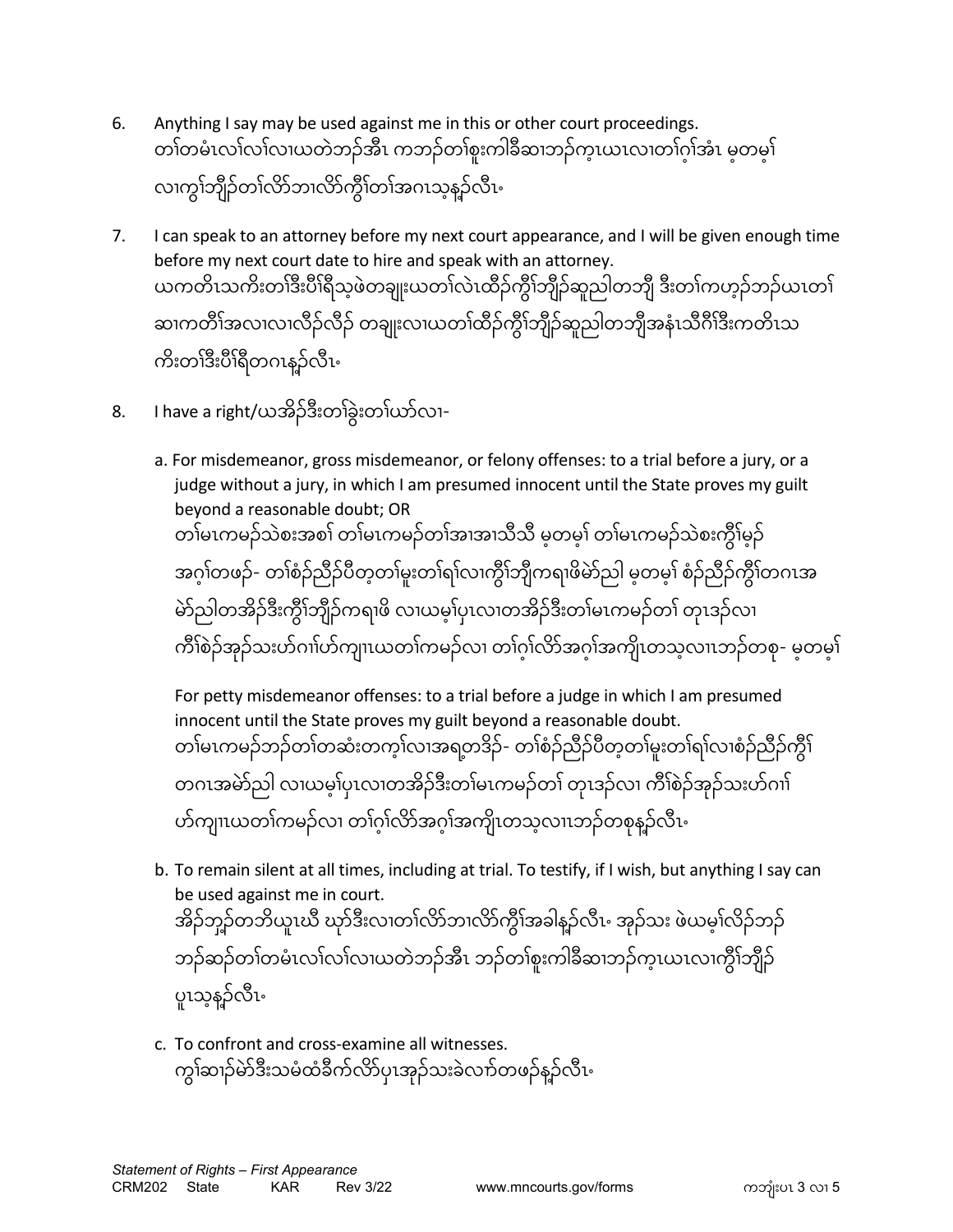6. Anything I say may be used against me in this or other court proceedings.
တၢ်တမံၤလၢ်လၢ်လၢယတဲဘဉ်အီၤ ကဘဉ်တၢ်စူးကါခီဆၢဘဉ်ကဲ့ယၤလၢတၢ်ဂ့ၢ်အံၤ မ့တမ့ၢ် လၢကွၢ်ဘျီဉ်တၢ်လိာ်ဘၢလိာ်ကွီၢ်တၢ်အဂၤသ့နူဉ်လီၤ.

7. I can speak to an attorney before my next court appearance, and I will be given enough time before my next court date to hire and speak with an attorney.
ယကတိၤသကိးတၢ်ဒီးပီၢ်ရီသ့ဖဲတချုးယတၢ်လဲၤထိဉ်ကွီၢ်ဘျီဉ်ဆူညါတဘျီ ဒီးတၢ်ကဟ့ဉ်ဘဉ်ယၤတၢ် ဆၢကတီၢ်အလၢလၢလီၣ်လီၣ် တချုးလၢယတၢ်ထိဉ်ကွီၢ်ဘျီဉ်ဆူညါတဘျီအနံၤသီဂီၢ်ဒီးကတိၤသ ကိးတၢ်ဒီးပီၢ်ရီတဂၤနူဉ်လီၤ.

8. I have a right/ယအိဉ်ဒီးတၢ်ခွဲးတၢ်ယာ်လၢ-

   a. For misdemeanor, gross misdemeanor, or felony offenses: to a trial before a jury, or a judge without a jury, in which I am presumed innocent until the State proves my guilt beyond a reasonable doubt; OR
   တၢ်မၤကမဉ်သဲစးအစၢ် တၢ်မၤကမဉ်တၢ်အာအာသီသီ မ့တမ့ၢ် တၢ်မၤကမဉ်သဲစးကွီၢ်မ့ဉ် အဂ့ၢ်တဖဉ်- တၢ်စံဉ်ညီဉ်ပီတ့တၢ်မူးတၢ်ရၢ်လၢကွီၢ်ဘျိကရၢဖိမဲာ်ညါ မ့တမ့ၢ် စံဉ်ညီဉ်ကွီၢ်တဂၤအ မဲာ်ညါတအိဉ်ဒီးကွီၢ်ဘျီဉ်ကရၢဖိ လၢယမ့ၢ်ပှၤလၢတအိဉ်ဒီးတၢ်မၤကမဉ်တၢ် တုၤဒဉ်လၢ ကီၢ်စဲဉ်အုဉ်သးဟ်ဂၢၢ်ဟ်ကျၢၤယတၢ်ကမဉ်လၢ တၢ်ဂ့ၢ်လိာ်အဂ့ၢ်အကျိၤတသ့လၢၤဘဉ်တစု- မ့တမ့ၢ်

   For petty misdemeanor offenses: to a trial before a judge in which I am presumed innocent until the State proves my guilt beyond a reasonable doubt.
   တၢ်မၤကမဉ်ဘဉ်တၢ်တဆံးတက့ၢ်လၢအရ့တဒိဉ်- တၢ်စံဉ်ညီဉ်ပီတ့တၢ်မူးတၢ်ရၢ်လၢစံဉ်ညီဉ်ကွီၢ် တဂၤအမဲာ်ညါ လၢယမ့ၢ်ပှၤလၢတအိဉ်ဒီးတၢ်မၤကမဉ်တၢ် တုၤဒဉ်လၢ ကီၢ်စဲဉ်အုဉ်သးဟ်ဂၢၢ် ဟ်ကျၢၤယတၢ်ကမဉ်လၢ တၢ်ဂ့ၢ်လိာ်အဂ့ၢ်အကျိၤတသ့လၢၤဘဉ်တစုနူဉ်လီၤ.

   b. To remain silent at all times, including at trial. To testify, if I wish, but anything I say can be used against me in court.
   အိဉ်ဘှ့ဉ်တဘိယူၤဃီ ဃုာ်ဒီးလၢတၢ်လိာ်ဘၢလိာ်ကွီၢ်အခါနူဉ်လီၤ. အုဉ်သး ဖဲယမ့ၢ်လိဉ်ဘဉ် ဘဉ်ဆဉ်တၢ်တမံၤလၢ်လၢ်လၢယတဲဘဉ်အီၤ ဘဉ်တၢ်စူးကါခီဆၢဘဉ်ကဲ့ယၤလၢကွီၢ်ဘျီဉ် ပူၤသ့နူဉ်လီၤ.

   c. To confront and cross-examine all witnesses.
   ကွၢ်ဆၢဉ်မဲာ်ဒီးသမံထံခီက်လိာ်ပှၤအုဉ်သးခဲလၢာ်တဖဉ်နူဉ်လီၤ.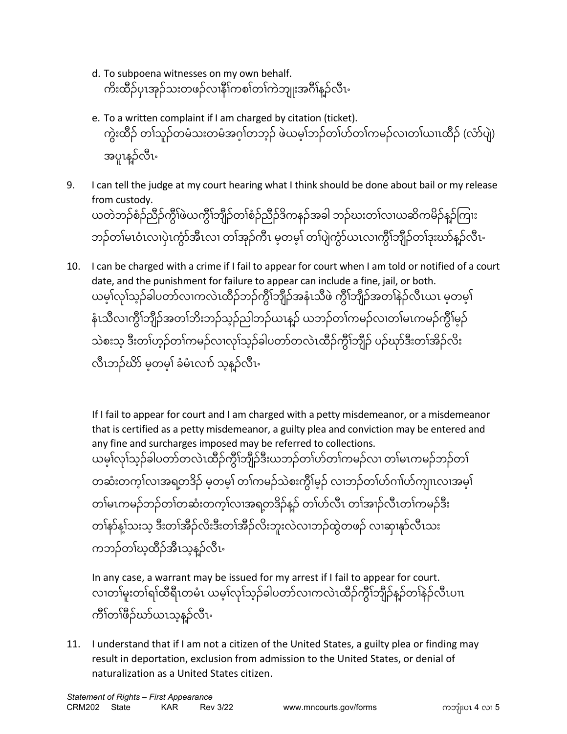d. To subpoena witnesses on my own behalf.
   ကိးထီၣ်ပှၤအုၣ်သးတဖၣ်လၢနီၢ်ကစၢ်တၢ်ကဲဘျုးအဂီၢ်နၣ်လီၤ.

e. To a written complaint if I am charged by citation (ticket).
   ကွဲးထီၣ် တၢ်သူၣ်တမံသးတမံအဂ့ၢ်တဘ့ၣ် ဖဲယမ့ၢ်ဘၣ်တၢ်ဟ်တၢ်ကမၣ်လၢတၢ်ယါၤထီၣ် (လံာ်ပျဲ) အပူၤနၣ်လီၤ.

9. I can tell the judge at my court hearing what I think should be done about bail or my release from custody.
   ယတဲဘၣ်စံၣ်ညီၣ်ကွီၢ်ဖဲယကွီၢ်ဘျိၣ်တၢ်စံၣ်ညီၣ်ဒိကနၣ်အခါ ဘၣ်ဃးတၢ်လၢယဆိကမိၣ်နၣ်ကြၢး ဘၣ်တၢ်မၤဝံၤလၢပှဲၤကွံာ်အီၤလၢ တၢ်အုၣ်ကီၤ မ့တမ့ၢ် တၢ်ပျဲကွံာ်ယၤလၢကွီၢ်ဘျိၣ်တၢ်ဒုးဃာ်နၣ်လီၤ.

10. I can be charged with a crime if I fail to appear for court when I am told or notified of a court date, and the punishment for failure to appear can include a fine, jail, or both.
    ယမ့ၢ်လုၢ်သ့ၣ်ခါပတၢ်လၢကလဲၤထီၣ်ဘၣ်ကွီၢ်ဘျိၣ်အနံၤသီဖဲ ကွီၢ်ဘျိၣ်အတၢ်နဲၣ်လီၤယၤ မ့တမ့ၢ် နံၤသီလၢကွီၢ်ဘျိၣ်အတၢ်ဘိးဘၣ်သ့ၣ်ညါဘၣ်ယၤနၣ် ယဘၣ်တၢ်ကမၣ်လၢတၢ်မၤကမၣ်ကွီၢ်မှၣ် သဲစးသ့ ဒီးတၢ်ဟ့ၣ်တၢ်ကမၣ်လၢလုၢ်သ့ၣ်ခါပတၢ်တလဲၤထီၣ်ကွီၢ်ဘျိၣ် ပၣ်ဃုာ်ဒီးတၢ်အိၣ်လိး လီၤဘၣ်ဃိာ် မ့တမ့ၢ် ခံမံၤလာၢ် သ့နၣ်လီၤ.

    If I fail to appear for court and I am charged with a petty misdemeanor, or a misdemeanor that is certified as a petty misdemeanor, a guilty plea and conviction may be entered and any fine and surcharges imposed may be referred to collections.
    ယမ့ၢ်လုၢ်သ့ၣ်ခါပတၢ်တလဲၤထီၣ်ကွီၢ်ဘျိၣ်ဒီးယဘၣ်တၢ်ဟ်တၢ်ကမၣ်လၢ တၢ်မၤကမၣ်ဘၣ်တၢ် တဆံးတကၠၢ်လၢအရှ့တဒိၣ် မ့တမ့ၢ် တၢ်ကမၣ်သဲစးကွီၢ်မှၣ် လၢဘၣ်တၢ်ဟ်ဂၢၢ်ဟ်ကျၢၤလၢအမ့ၢ် တၢ်မၤကမၣ်ဘၣ်တၢ်တဆံးတကၠၢ်လၢအရှ့တဒိၣ်နၣ် တၢ်ဟ်လီၤ တၢ်အၢၣ်လီၤတၢ်ကမၣ်ဒီး တၢ်နၢ်နှၢ်သးသ့ ဒီးတၢ်အိၣ်လိးဒီးတၢ်အိၣ်လိးဘူးလဲလၢဘၣ်ထွဲတဖၣ် လၢဆှၢနှာ်လီၤသး ကဘၣ်တၢ်ဃ့ထီၣ်အီၤသ့နၣ်လီၤ.

    In any case, a warrant may be issued for my arrest if I fail to appear for court.
    လၢတၢ်မူးတၢ်ရၢ်ထီရီၤတမံၤ ယမ့ၢ်လုၢ်သ့ၣ်ခါပတၢ်လၢကလဲၤထီၣ်ကွီၢ်ဘျိၣ်နၣ်တၢ်နဲၣ်လီၤပၢၤ ကီၢ်တၢ်ဖိၣ်ဃာ်ယၤသ့နၣ်လီၤ.

11. I understand that if I am not a citizen of the United States, a guilty plea or finding may result in deportation, exclusion from admission to the United States, or denial of naturalization as a United States citizen.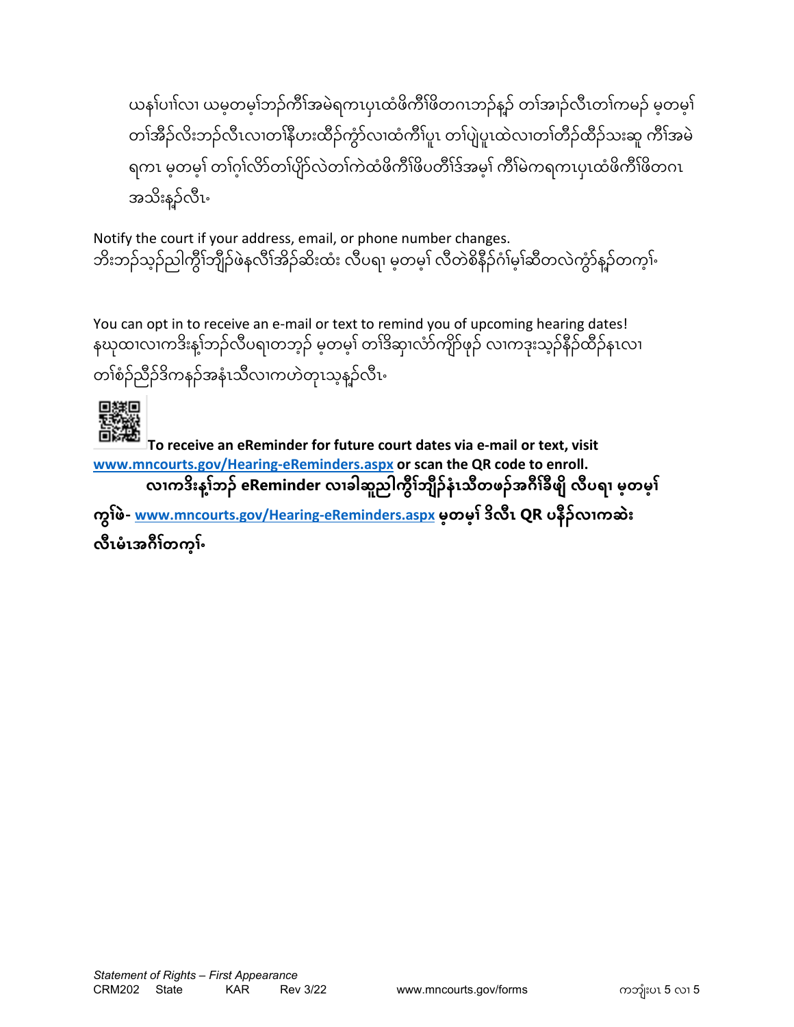ယနၢ်ပၢၢ်လၢ ယမ့တမ့ၢ်ဘၣ်ကီၢ်အမဲရကၤပှၤထံဖိကီၢ်ဖိတဂၤဘၣ်နၣ် တၢ်အၢၣ်လီၤတၢ်ကမၣ် မ့တမ့ၢ် တၢ်အီၣ်လိးဘၣ်လီၤလၢတၢ်နီဟးထီၣ်ကွံၣ်လၢထံကီၢ်ပူၤ တၢ်ပျဲပူၤထဲလၢတၢ်တီၣ်ထီၣ်သးဆူ ကီၢ်အမဲရကၤ မ့တမ့ၢ် တၢ်ဂ့ၢ်လိာ်တၢ်ပှိၣ်လဲတၢ်ကဲထံဖိကီၢ်ဖိပတီၢ်ဒ်အမ့ၢ် ကီၢ်မဲကရကၤပှၤထံဖိကီၢ်ဖိတဂၤ အသိးန့ၣ်လီၤ.

Notify the court if your address, email, or phone number changes.
ဘိးဘၣ်သ့ၣ်ညါကွိၢ်ဘျိၣ်ဖဲနလီၢ်အိၣ်ဆိးထံး လီပရၢ မ့တမ့ၢ် လီတဲစိနီၣ်ဂံၢ်မ့ၢ်ဆီတလဲကွံၣ်နၣ်တက့ၢ်.

You can opt in to receive an e-mail or text to remind you of upcoming hearing dates!
နယုထၢလၢကဒိးန့ၢ်ဘၣ်လီပရၢတဘ့ၣ် မ့တမ့ၢ် တၢ်ဒိဆှၢလံာ်ကွိာ်ဖုၣ် လၢကဒုးသ့ၣ်နီၣ်ထီၣ်နၤလၢ တၢ်စံၣ်ညီၣ်ဒိကနၣ်အနံၤသီလၢကဟဲတုၤသ့နၣ်လီၤ.

**To receive an eReminder for future court dates via e-mail or text, visit www.mncourts.gov/Hearing-eReminders.aspx or scan the QR code to enroll.**

**လၢကဒိးန့ၢ်ဘၣ် eReminder လၢခါဆူညါကွိၢ်ဘျိၣ်နံၤသီတဖၣ်အဂီၢ်ခီဖျိ လီပရၢ မ့တမ့ၢ် ကွၢ်ဖဲ- www.mncourts.gov/Hearing-eReminders.aspx မ့တမ့ၢ် ဒိလီၤ QR ပနီၣ်လၢကဆဲး လီမံၤအဂီၢ်တက့ၢ်.**

*Statement of Rights – First Appearance*
CRM202 State KAR Rev 3/22 www.mncourts.gov/forms